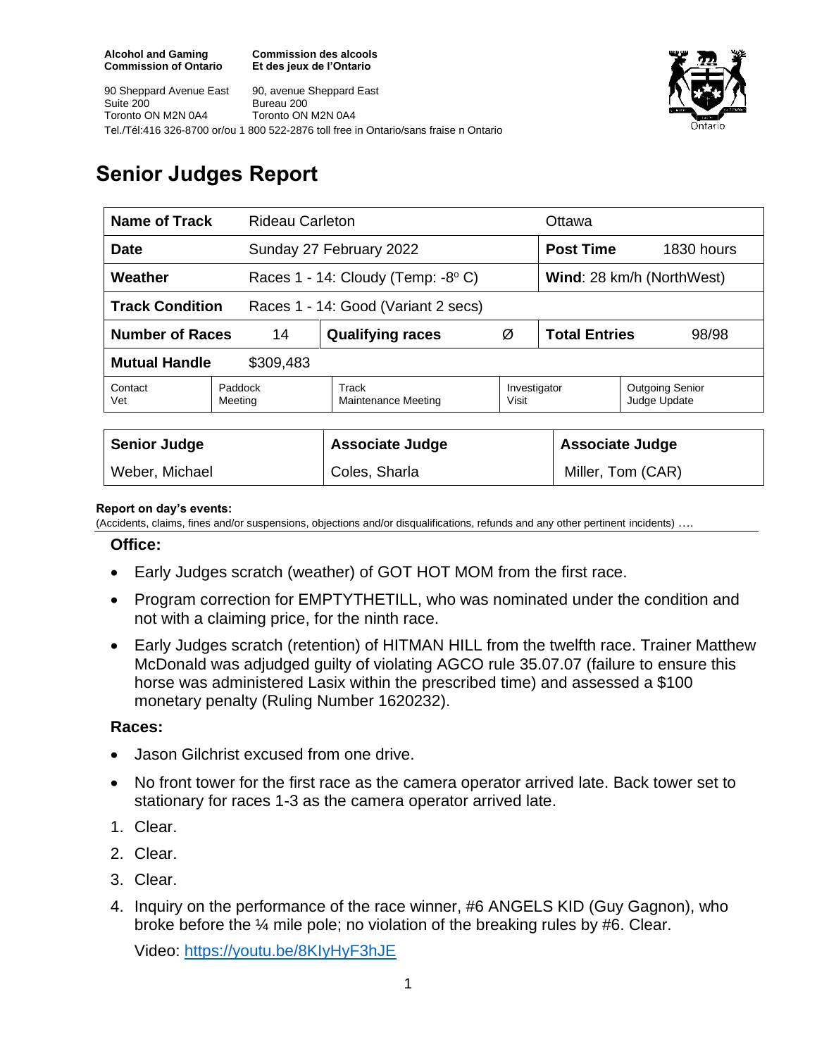**Alcohol and Gaming Commission of Ontario**
90 Sheppard Avenue East
Suite 200
Toronto ON M2N 0A4

**Commission des alcools Et des jeux de l'Ontario**
90, avenue Sheppard East
Bureau 200
Toronto ON M2N 0A4

Tel./Tél:416 326-8700 or/ou 1 800 522-2876 toll free in Ontario/sans fraise n Ontario

# Senior Judges Report

| **Name of Track** | Rideau Carleton | | | Ottawa | |
|---|---|---|---|---|---|
| **Date** | Sunday 27 February 2022 | | | **Post Time** | 1830 hours |
| **Weather** | Races 1 - 14: Cloudy (Temp: -8º C) | | | **Wind**: 28 km/h (NorthWest) | |
| **Track Condition** | Races 1 - 14: Good (Variant 2 secs) | | | | |
| **Number of Races** | 14 | **Qualifying races** | Ø | **Total Entries** | 98/98 |
| **Mutual Handle** | $309,483 | | | | |
| Contact Vet | Paddock Meeting | Track Maintenance Meeting | | Investigator Visit | Outgoing Senior Judge Update |

| **Senior Judge** | **Associate Judge** | **Associate Judge** |
|---|---|---|
| Weber, Michael | Coles, Sharla | Miller, Tom (CAR) |

**Report on day's events:**
(Accidents, claims, fines and/or suspensions, objections and/or disqualifications, refunds and any other pertinent incidents) ….

### Office:

- Early Judges scratch (weather) of GOT HOT MOM from the first race.
- Program correction for EMPTYTHETILL, who was nominated under the condition and not with a claiming price, for the ninth race.
- Early Judges scratch (retention) of HITMAN HILL from the twelfth race. Trainer Matthew McDonald was adjudged guilty of violating AGCO rule 35.07.07 (failure to ensure this horse was administered Lasix within the prescribed time) and assessed a $100 monetary penalty (Ruling Number 1620232).

### Races:

- Jason Gilchrist excused from one drive.
- No front tower for the first race as the camera operator arrived late. Back tower set to stationary for races 1-3 as the camera operator arrived late.

1. Clear.
2. Clear.
3. Clear.
4. Inquiry on the performance of the race winner, #6 ANGELS KID (Guy Gagnon), who broke before the ¼ mile pole; no violation of the breaking rules by #6. Clear.

   Video: https://youtu.be/8KIyHyF3hJE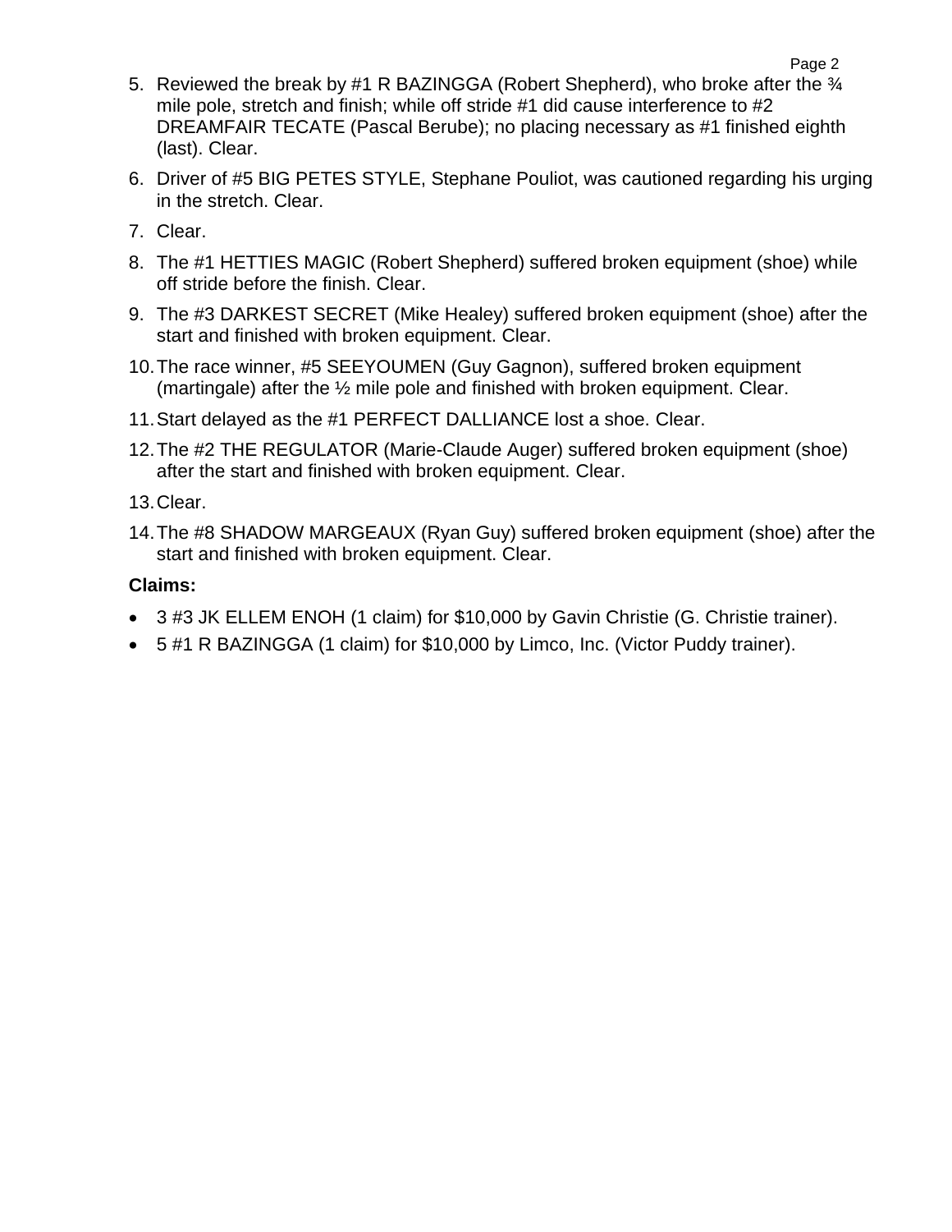5. Reviewed the break by #1 R BAZINGGA (Robert Shepherd), who broke after the ¾ mile pole, stretch and finish; while off stride #1 did cause interference to #2 DREAMFAIR TECATE (Pascal Berube); no placing necessary as #1 finished eighth (last). Clear.
6. Driver of #5 BIG PETES STYLE, Stephane Pouliot, was cautioned regarding his urging in the stretch. Clear.
7. Clear.
8. The #1 HETTIES MAGIC (Robert Shepherd) suffered broken equipment (shoe) while off stride before the finish. Clear.
9. The #3 DARKEST SECRET (Mike Healey) suffered broken equipment (shoe) after the start and finished with broken equipment. Clear.
10. The race winner, #5 SEEYOUMEN (Guy Gagnon), suffered broken equipment (martingale) after the ½ mile pole and finished with broken equipment. Clear.
11. Start delayed as the #1 PERFECT DALLIANCE lost a shoe. Clear.
12. The #2 THE REGULATOR (Marie-Claude Auger) suffered broken equipment (shoe) after the start and finished with broken equipment. Clear.
13. Clear.
14. The #8 SHADOW MARGEAUX (Ryan Guy) suffered broken equipment (shoe) after the start and finished with broken equipment. Clear.

**Claims:**

- 3 #3 JK ELLEM ENOH (1 claim) for $10,000 by Gavin Christie (G. Christie trainer).
- 5 #1 R BAZINGGA (1 claim) for $10,000 by Limco, Inc. (Victor Puddy trainer).